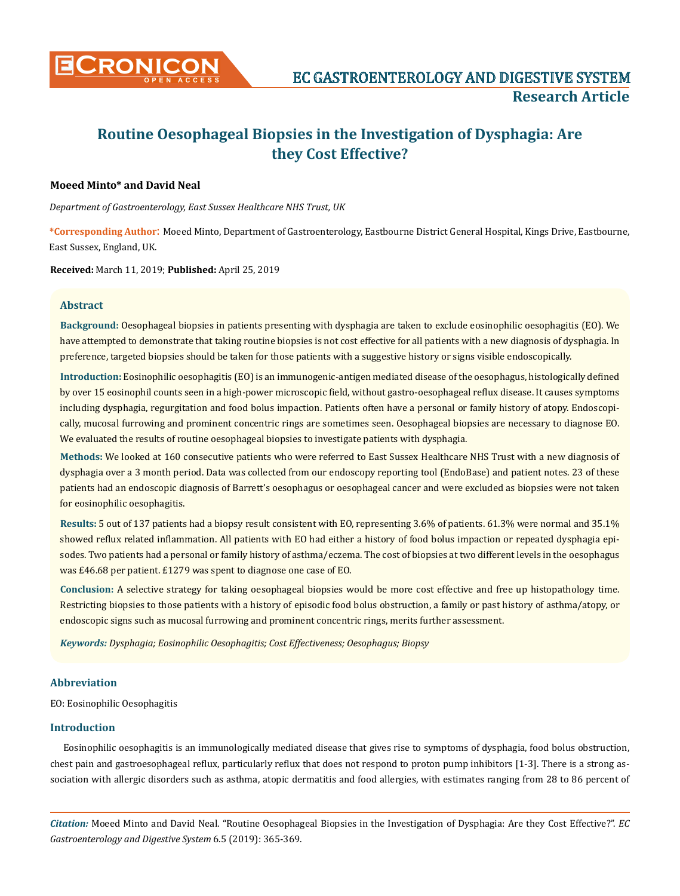# Routine Oesophageal Biopsies in the Investigation of Dysphagia: Are they Cost Effective?

**Moeed Minto\* and David Neal**

*Department of Gastroenterology, East Sussex Healthcare NHS Trust, UK*

**\*Corresponding Author:** Moeed Minto, Department of Gastroenterology, Eastbourne District General Hospital, Kings Drive, Eastbourne, East Sussex, England, UK.

**Received:** March 11, 2019; **Published:** April 25, 2019

## Abstract

**Background:** Oesophageal biopsies in patients presenting with dysphagia are taken to exclude eosinophilic oesophagitis (EO). We have attempted to demonstrate that taking routine biopsies is not cost effective for all patients with a new diagnosis of dysphagia. In preference, targeted biopsies should be taken for those patients with a suggestive history or signs visible endoscopically.

**Introduction:** Eosinophilic oesophagitis (EO) is an immunogenic-antigen mediated disease of the oesophagus, histologically defined by over 15 eosinophil counts seen in a high-power microscopic field, without gastro-oesophageal reflux disease. It causes symptoms including dysphagia, regurgitation and food bolus impaction. Patients often have a personal or family history of atopy. Endoscopically, mucosal furrowing and prominent concentric rings are sometimes seen. Oesophageal biopsies are necessary to diagnose EO. We evaluated the results of routine oesophageal biopsies to investigate patients with dysphagia.

**Methods:** We looked at 160 consecutive patients who were referred to East Sussex Healthcare NHS Trust with a new diagnosis of dysphagia over a 3 month period. Data was collected from our endoscopy reporting tool (EndoBase) and patient notes. 23 of these patients had an endoscopic diagnosis of Barrett's oesophagus or oesophageal cancer and were excluded as biopsies were not taken for eosinophilic oesophagitis.

**Results:** 5 out of 137 patients had a biopsy result consistent with EO, representing 3.6% of patients. 61.3% were normal and 35.1% showed reflux related inflammation. All patients with EO had either a history of food bolus impaction or repeated dysphagia episodes. Two patients had a personal or family history of asthma/eczema. The cost of biopsies at two different levels in the oesophagus was £46.68 per patient. £1279 was spent to diagnose one case of EO.

**Conclusion:** A selective strategy for taking oesophageal biopsies would be more cost effective and free up histopathology time. Restricting biopsies to those patients with a history of episodic food bolus obstruction, a family or past history of asthma/atopy, or endoscopic signs such as mucosal furrowing and prominent concentric rings, merits further assessment.

***Keywords:*** *Dysphagia; Eosinophilic Oesophagitis; Cost Effectiveness; Oesophagus; Biopsy*

## Abbreviation

EO: Eosinophilic Oesophagitis

## Introduction

Eosinophilic oesophagitis is an immunologically mediated disease that gives rise to symptoms of dysphagia, food bolus obstruction, chest pain and gastroesophageal reflux, particularly reflux that does not respond to proton pump inhibitors [1-3]. There is a strong association with allergic disorders such as asthma, atopic dermatitis and food allergies, with estimates ranging from 28 to 86 percent of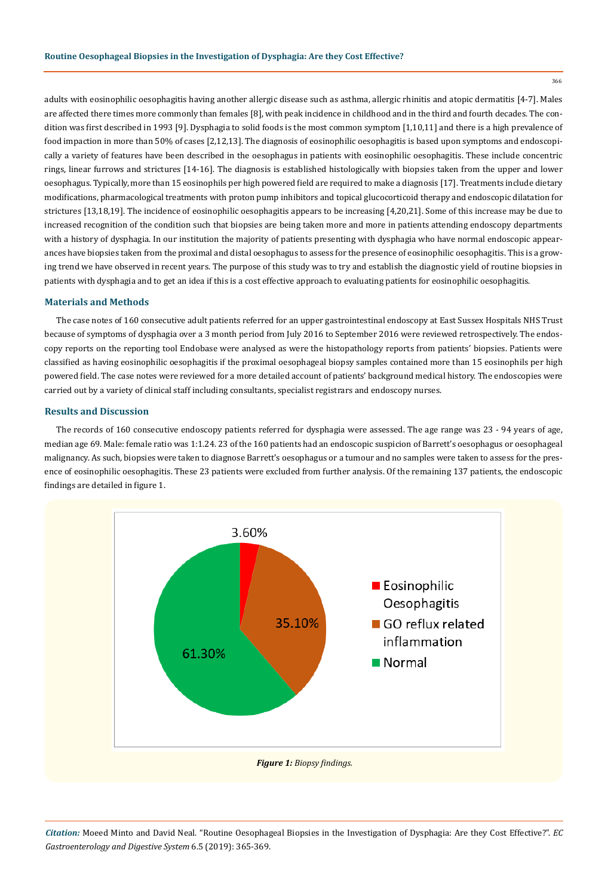adults with eosinophilic oesophagitis having another allergic disease such as asthma, allergic rhinitis and atopic dermatitis [4-7]. Males are affected there times more commonly than females [8], with peak incidence in childhood and in the third and fourth decades. The condition was first described in 1993 [9]. Dysphagia to solid foods is the most common symptom [1,10,11] and there is a high prevalence of food impaction in more than 50% of cases [2,12,13]. The diagnosis of eosinophilic oesophagitis is based upon symptoms and endoscopically a variety of features have been described in the oesophagus in patients with eosinophilic oesophagitis. These include concentric rings, linear furrows and strictures [14-16]. The diagnosis is established histologically with biopsies taken from the upper and lower oesophagus. Typically, more than 15 eosinophils per high powered field are required to make a diagnosis [17]. Treatments include dietary modifications, pharmacological treatments with proton pump inhibitors and topical glucocorticoid therapy and endoscopic dilatation for strictures [13,18,19]. The incidence of eosinophilic oesophagitis appears to be increasing [4,20,21]. Some of this increase may be due to increased recognition of the condition such that biopsies are being taken more and more in patients attending endoscopy departments with a history of dysphagia. In our institution the majority of patients presenting with dysphagia who have normal endoscopic appearances have biopsies taken from the proximal and distal oesophagus to assess for the presence of eosinophilic oesophagitis. This is a growing trend we have observed in recent years. The purpose of this study was to try and establish the diagnostic yield of routine biopsies in patients with dysphagia and to get an idea if this is a cost effective approach to evaluating patients for eosinophilic oesophagitis.

## Materials and Methods

The case notes of 160 consecutive adult patients referred for an upper gastrointestinal endoscopy at East Sussex Hospitals NHS Trust because of symptoms of dysphagia over a 3 month period from July 2016 to September 2016 were reviewed retrospectively. The endoscopy reports on the reporting tool Endobase were analysed as were the histopathology reports from patients' biopsies. Patients were classified as having eosinophilic oesophagitis if the proximal oesophageal biopsy samples contained more than 15 eosinophils per high powered field. The case notes were reviewed for a more detailed account of patients' background medical history. The endoscopies were carried out by a variety of clinical staff including consultants, specialist registrars and endoscopy nurses.

## Results and Discussion

The records of 160 consecutive endoscopy patients referred for dysphagia were assessed. The age range was 23 - 94 years of age, median age 69. Male: female ratio was 1:1.24. 23 of the 160 patients had an endoscopic suspicion of Barrett's oesophagus or oesophageal malignancy. As such, biopsies were taken to diagnose Barrett's oesophagus or a tumour and no samples were taken to assess for the presence of eosinophilic oesophagitis. These 23 patients were excluded from further analysis. Of the remaining 137 patients, the endoscopic findings are detailed in figure 1.

| Finding | Percentage |
|---|---|
| Eosinophilic Oesophagitis | 3.60% |
| GO reflux related inflammation | 35.10% |
| Normal | 61.30% |

*Figure 1: Biopsy findings.*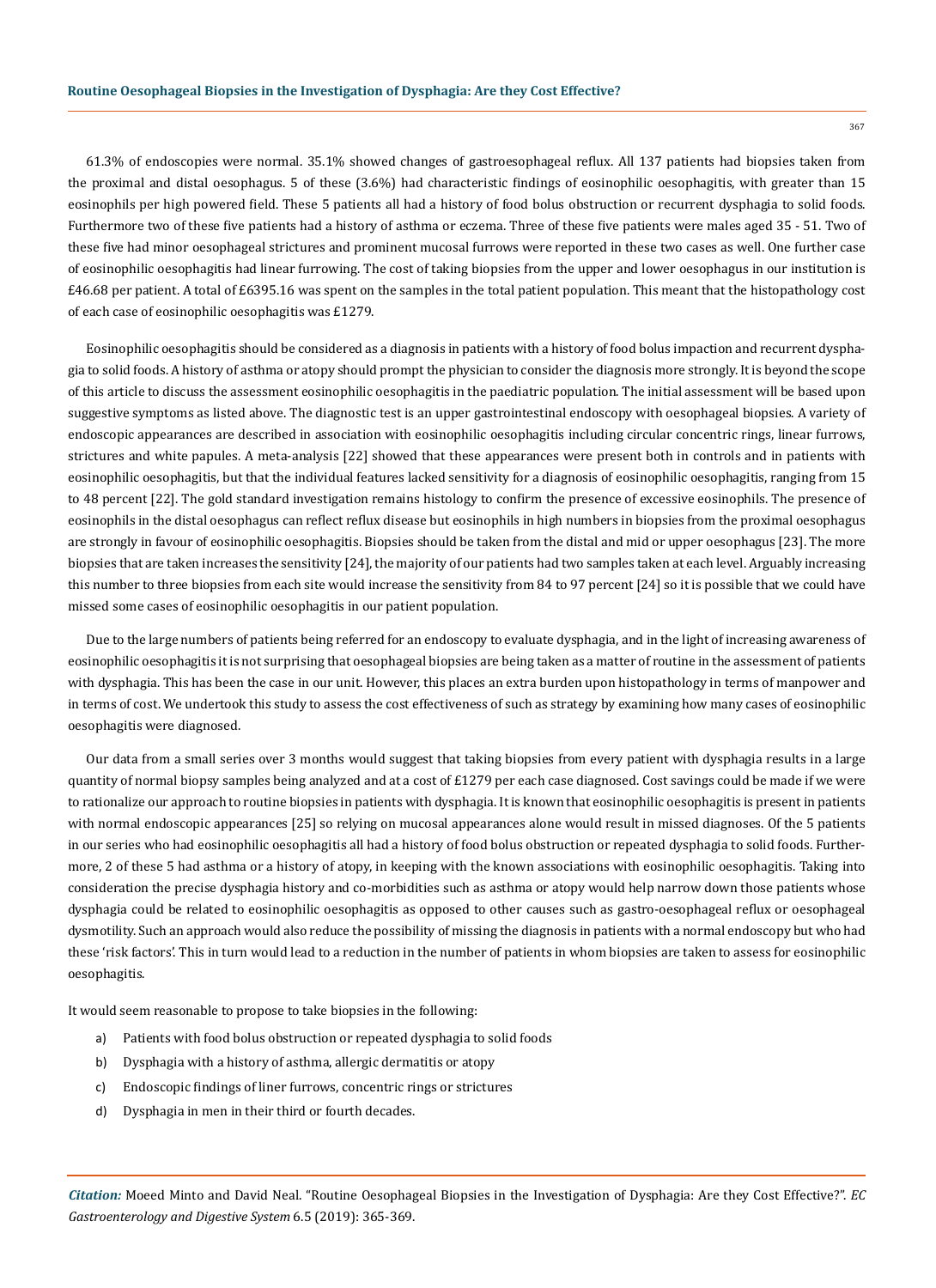61.3% of endoscopies were normal. 35.1% showed changes of gastroesophageal reflux. All 137 patients had biopsies taken from the proximal and distal oesophagus. 5 of these (3.6%) had characteristic findings of eosinophilic oesophagitis, with greater than 15 eosinophils per high powered field. These 5 patients all had a history of food bolus obstruction or recurrent dysphagia to solid foods. Furthermore two of these five patients had a history of asthma or eczema. Three of these five patients were males aged 35 - 51. Two of these five had minor oesophageal strictures and prominent mucosal furrows were reported in these two cases as well. One further case of eosinophilic oesophagitis had linear furrowing. The cost of taking biopsies from the upper and lower oesophagus in our institution is £46.68 per patient. A total of £6395.16 was spent on the samples in the total patient population. This meant that the histopathology cost of each case of eosinophilic oesophagitis was £1279.

Eosinophilic oesophagitis should be considered as a diagnosis in patients with a history of food bolus impaction and recurrent dysphagia to solid foods. A history of asthma or atopy should prompt the physician to consider the diagnosis more strongly. It is beyond the scope of this article to discuss the assessment eosinophilic oesophagitis in the paediatric population. The initial assessment will be based upon suggestive symptoms as listed above. The diagnostic test is an upper gastrointestinal endoscopy with oesophageal biopsies. A variety of endoscopic appearances are described in association with eosinophilic oesophagitis including circular concentric rings, linear furrows, strictures and white papules. A meta-analysis [22] showed that these appearances were present both in controls and in patients with eosinophilic oesophagitis, but that the individual features lacked sensitivity for a diagnosis of eosinophilic oesophagitis, ranging from 15 to 48 percent [22]. The gold standard investigation remains histology to confirm the presence of excessive eosinophils. The presence of eosinophils in the distal oesophagus can reflect reflux disease but eosinophils in high numbers in biopsies from the proximal oesophagus are strongly in favour of eosinophilic oesophagitis. Biopsies should be taken from the distal and mid or upper oesophagus [23]. The more biopsies that are taken increases the sensitivity [24], the majority of our patients had two samples taken at each level. Arguably increasing this number to three biopsies from each site would increase the sensitivity from 84 to 97 percent [24] so it is possible that we could have missed some cases of eosinophilic oesophagitis in our patient population.

Due to the large numbers of patients being referred for an endoscopy to evaluate dysphagia, and in the light of increasing awareness of eosinophilic oesophagitis it is not surprising that oesophageal biopsies are being taken as a matter of routine in the assessment of patients with dysphagia. This has been the case in our unit. However, this places an extra burden upon histopathology in terms of manpower and in terms of cost. We undertook this study to assess the cost effectiveness of such as strategy by examining how many cases of eosinophilic oesophagitis were diagnosed.

Our data from a small series over 3 months would suggest that taking biopsies from every patient with dysphagia results in a large quantity of normal biopsy samples being analyzed and at a cost of £1279 per each case diagnosed. Cost savings could be made if we were to rationalize our approach to routine biopsies in patients with dysphagia. It is known that eosinophilic oesophagitis is present in patients with normal endoscopic appearances [25] so relying on mucosal appearances alone would result in missed diagnoses. Of the 5 patients in our series who had eosinophilic oesophagitis all had a history of food bolus obstruction or repeated dysphagia to solid foods. Furthermore, 2 of these 5 had asthma or a history of atopy, in keeping with the known associations with eosinophilic oesophagitis. Taking into consideration the precise dysphagia history and co-morbidities such as asthma or atopy would help narrow down those patients whose dysphagia could be related to eosinophilic oesophagitis as opposed to other causes such as gastro-oesophageal reflux or oesophageal dysmotility. Such an approach would also reduce the possibility of missing the diagnosis in patients with a normal endoscopy but who had these 'risk factors'. This in turn would lead to a reduction in the number of patients in whom biopsies are taken to assess for eosinophilic oesophagitis.

It would seem reasonable to propose to take biopsies in the following:

a) Patients with food bolus obstruction or repeated dysphagia to solid foods
b) Dysphagia with a history of asthma, allergic dermatitis or atopy
c) Endoscopic findings of liner furrows, concentric rings or strictures
d) Dysphagia in men in their third or fourth decades.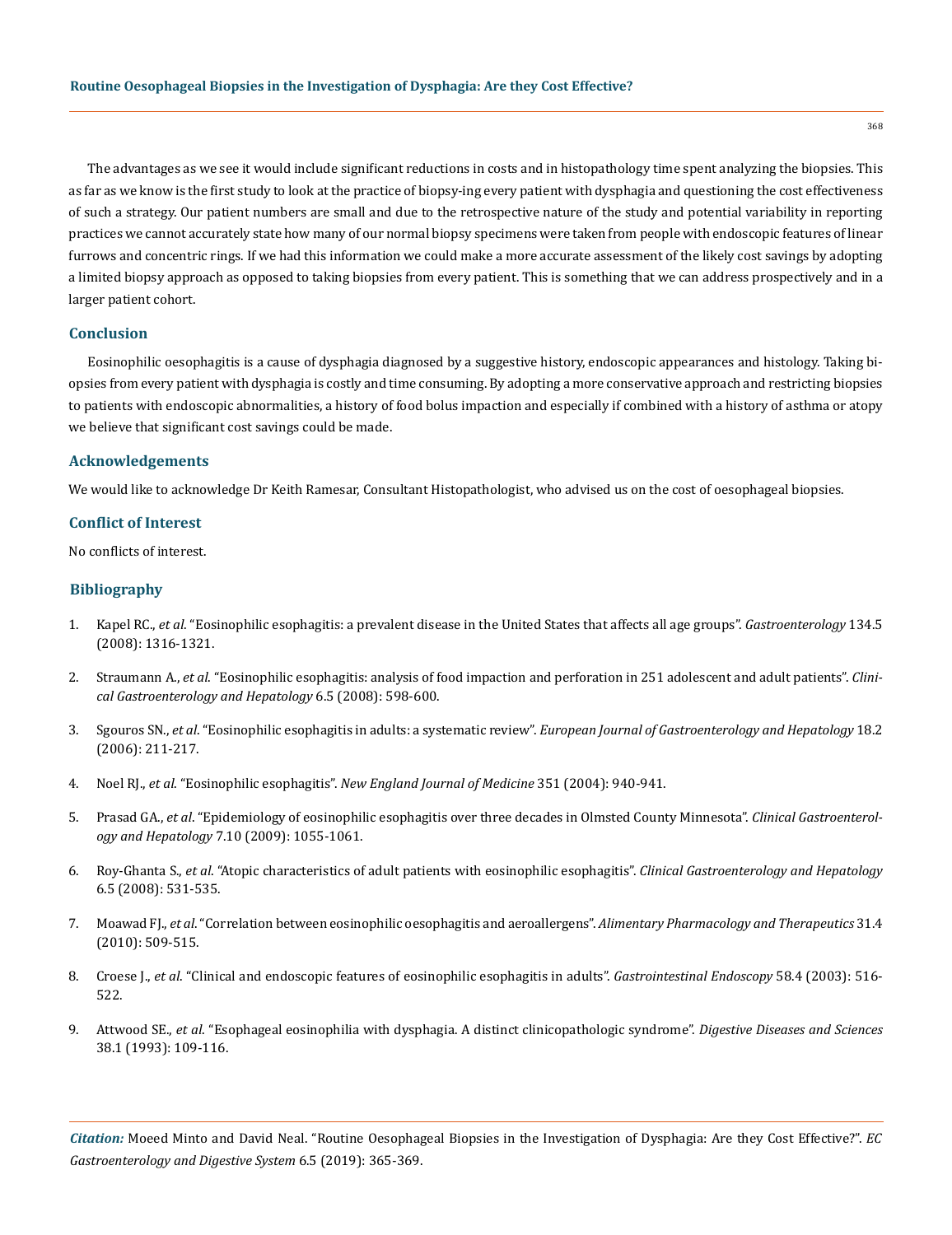The advantages as we see it would include significant reductions in costs and in histopathology time spent analyzing the biopsies. This as far as we know is the first study to look at the practice of biopsy-ing every patient with dysphagia and questioning the cost effectiveness of such a strategy. Our patient numbers are small and due to the retrospective nature of the study and potential variability in reporting practices we cannot accurately state how many of our normal biopsy specimens were taken from people with endoscopic features of linear furrows and concentric rings. If we had this information we could make a more accurate assessment of the likely cost savings by adopting a limited biopsy approach as opposed to taking biopsies from every patient. This is something that we can address prospectively and in a larger patient cohort.

## Conclusion

Eosinophilic oesophagitis is a cause of dysphagia diagnosed by a suggestive history, endoscopic appearances and histology. Taking biopsies from every patient with dysphagia is costly and time consuming. By adopting a more conservative approach and restricting biopsies to patients with endoscopic abnormalities, a history of food bolus impaction and especially if combined with a history of asthma or atopy we believe that significant cost savings could be made.

## Acknowledgements

We would like to acknowledge Dr Keith Ramesar, Consultant Histopathologist, who advised us on the cost of oesophageal biopsies.

## Conflict of Interest

No conflicts of interest.

## Bibliography

1. Kapel RC., *et al*. "Eosinophilic esophagitis: a prevalent disease in the United States that affects all age groups". *Gastroenterology* 134.5 (2008): 1316-1321.
2. Straumann A., *et al*. "Eosinophilic esophagitis: analysis of food impaction and perforation in 251 adolescent and adult patients". *Clinical Gastroenterology and Hepatology* 6.5 (2008): 598-600.
3. Sgouros SN., *et al*. "Eosinophilic esophagitis in adults: a systematic review". *European Journal of Gastroenterology and Hepatology* 18.2 (2006): 211-217.
4. Noel RJ., *et al*. "Eosinophilic esophagitis". *New England Journal of Medicine* 351 (2004): 940-941.
5. Prasad GA., *et al*. "Epidemiology of eosinophilic esophagitis over three decades in Olmsted County Minnesota". *Clinical Gastroenterology and Hepatology* 7.10 (2009): 1055-1061.
6. Roy-Ghanta S., *et al*. "Atopic characteristics of adult patients with eosinophilic esophagitis". *Clinical Gastroenterology and Hepatology* 6.5 (2008): 531-535.
7. Moawad FJ., *et al*. "Correlation between eosinophilic oesophagitis and aeroallergens". *Alimentary Pharmacology and Therapeutics* 31.4 (2010): 509-515.
8. Croese J., *et al*. "Clinical and endoscopic features of eosinophilic esophagitis in adults". *Gastrointestinal Endoscopy* 58.4 (2003): 516-522.
9. Attwood SE., *et al*. "Esophageal eosinophilia with dysphagia. A distinct clinicopathologic syndrome". *Digestive Diseases and Sciences* 38.1 (1993): 109-116.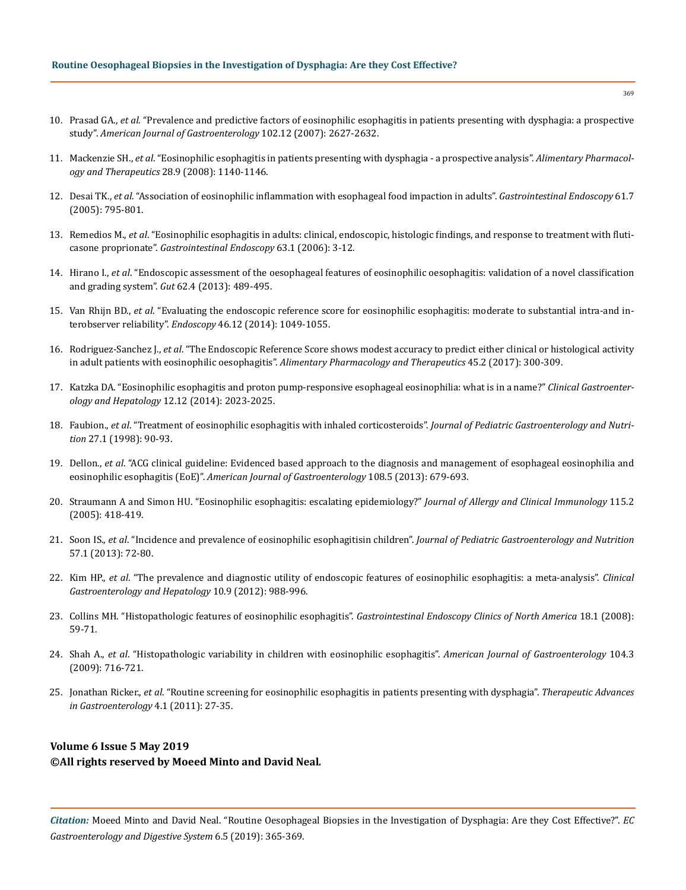10. Prasad GA., *et al*. "Prevalence and predictive factors of eosinophilic esophagitis in patients presenting with dysphagia: a prospective study". *American Journal of Gastroenterology* 102.12 (2007): 2627-2632.

11. Mackenzie SH., *et al*. "Eosinophilic esophagitis in patients presenting with dysphagia - a prospective analysis". *Alimentary Pharmacology and Therapeutics* 28.9 (2008): 1140-1146.

12. Desai TK., *et al*. "Association of eosinophilic inflammation with esophageal food impaction in adults". *Gastrointestinal Endoscopy* 61.7 (2005): 795-801.

13. Remedios M., *et al*. "Eosinophilic esophagitis in adults: clinical, endoscopic, histologic findings, and response to treatment with fluticasone proprionate". *Gastrointestinal Endoscopy* 63.1 (2006): 3-12.

14. Hirano I., *et al*. "Endoscopic assessment of the oesophageal features of eosinophilic oesophagitis: validation of a novel classification and grading system". *Gut* 62.4 (2013): 489-495.

15. Van Rhijn BD., *et al*. "Evaluating the endoscopic reference score for eosinophilic esophagitis: moderate to substantial intra-and interobserver reliability". *Endoscopy* 46.12 (2014): 1049-1055.

16. Rodriguez-Sanchez J., *et al*. "The Endoscopic Reference Score shows modest accuracy to predict either clinical or histological activity in adult patients with eosinophilic oesophagitis". *Alimentary Pharmacology and Therapeutics* 45.2 (2017): 300-309.

17. Katzka DA. "Eosinophilic esophagitis and proton pump-responsive esophageal eosinophilia: what is in a name?" *Clinical Gastroenterology and Hepatology* 12.12 (2014): 2023-2025.

18. Faubion., *et al*. "Treatment of eosinophilic esophagitis with inhaled corticosteroids". *Journal of Pediatric Gastroenterology and Nutrition* 27.1 (1998): 90-93.

19. Dellon., *et al*. "ACG clinical guideline: Evidenced based approach to the diagnosis and management of esophageal eosinophilia and eosinophilic esophagitis (EoE)". *American Journal of Gastroenterology* 108.5 (2013): 679-693.

20. Straumann A and Simon HU. "Eosinophilic esophagitis: escalating epidemiology?" *Journal of Allergy and Clinical Immunology* 115.2 (2005): 418-419.

21. Soon IS., *et al*. "Incidence and prevalence of eosinophilic esophagitisin children". *Journal of Pediatric Gastroenterology and Nutrition* 57.1 (2013): 72-80.

22. Kim HP., *et al*. "The prevalence and diagnostic utility of endoscopic features of eosinophilic esophagitis: a meta-analysis". *Clinical Gastroenterology and Hepatology* 10.9 (2012): 988-996.

23. Collins MH. "Histopathologic features of eosinophilic esophagitis". *Gastrointestinal Endoscopy Clinics of North America* 18.1 (2008): 59-71.

24. Shah A., *et al*. "Histopathologic variability in children with eosinophilic esophagitis". *American Journal of Gastroenterology* 104.3 (2009): 716-721.

25. Jonathan Ricker., *et al*. "Routine screening for eosinophilic esophagitis in patients presenting with dysphagia". *Therapeutic Advances in Gastroenterology* 4.1 (2011): 27-35.

**Volume 6 Issue 5 May 2019**
**©All rights reserved by Moeed Minto and David Neal.**